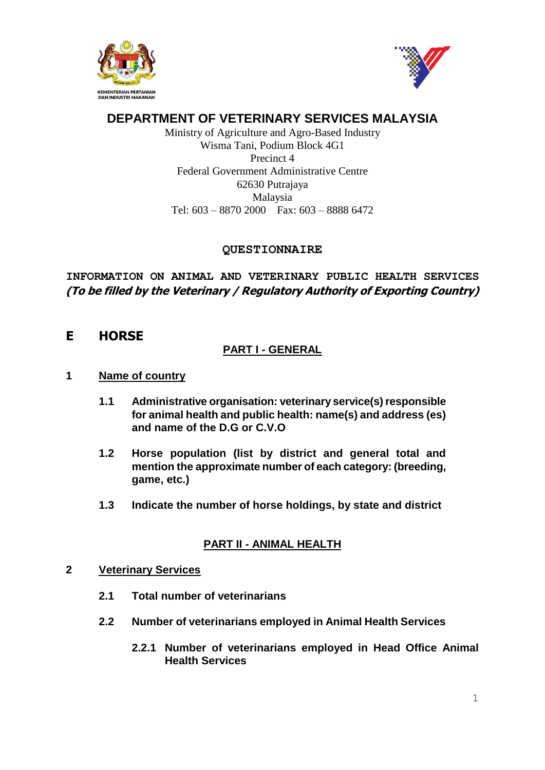KEMENTERIAN PERTANIAN DAN INDUSTRI MAKANAN

# DEPARTMENT OF VETERINARY SERVICES MALAYSIA

Ministry of Agriculture and Agro-Based Industry
Wisma Tani, Podium Block 4G1
Precinct 4
Federal Government Administrative Centre
62630 Putrajaya
Malaysia
Tel: 603 – 8870 2000    Fax: 603 – 8888 6472

## QUESTIONNAIRE

**INFORMATION ON ANIMAL AND VETERINARY PUBLIC HEALTH SERVICES**
***(To be filled by the Veterinary / Regulatory Authority of Exporting Country)***

## E HORSE

### PART I - GENERAL

**1 Name of country**

**1.1 Administrative organisation: veterinary service(s) responsible for animal health and public health: name(s) and address (es) and name of the D.G or C.V.O**

**1.2 Horse population (list by district and general total and mention the approximate number of each category: (breeding, game, etc.)**

**1.3 Indicate the number of horse holdings, by state and district**

### PART II - ANIMAL HEALTH

**2 Veterinary Services**

**2.1 Total number of veterinarians**

**2.2 Number of veterinarians employed in Animal Health Services**

**2.2.1 Number of veterinarians employed in Head Office Animal Health Services**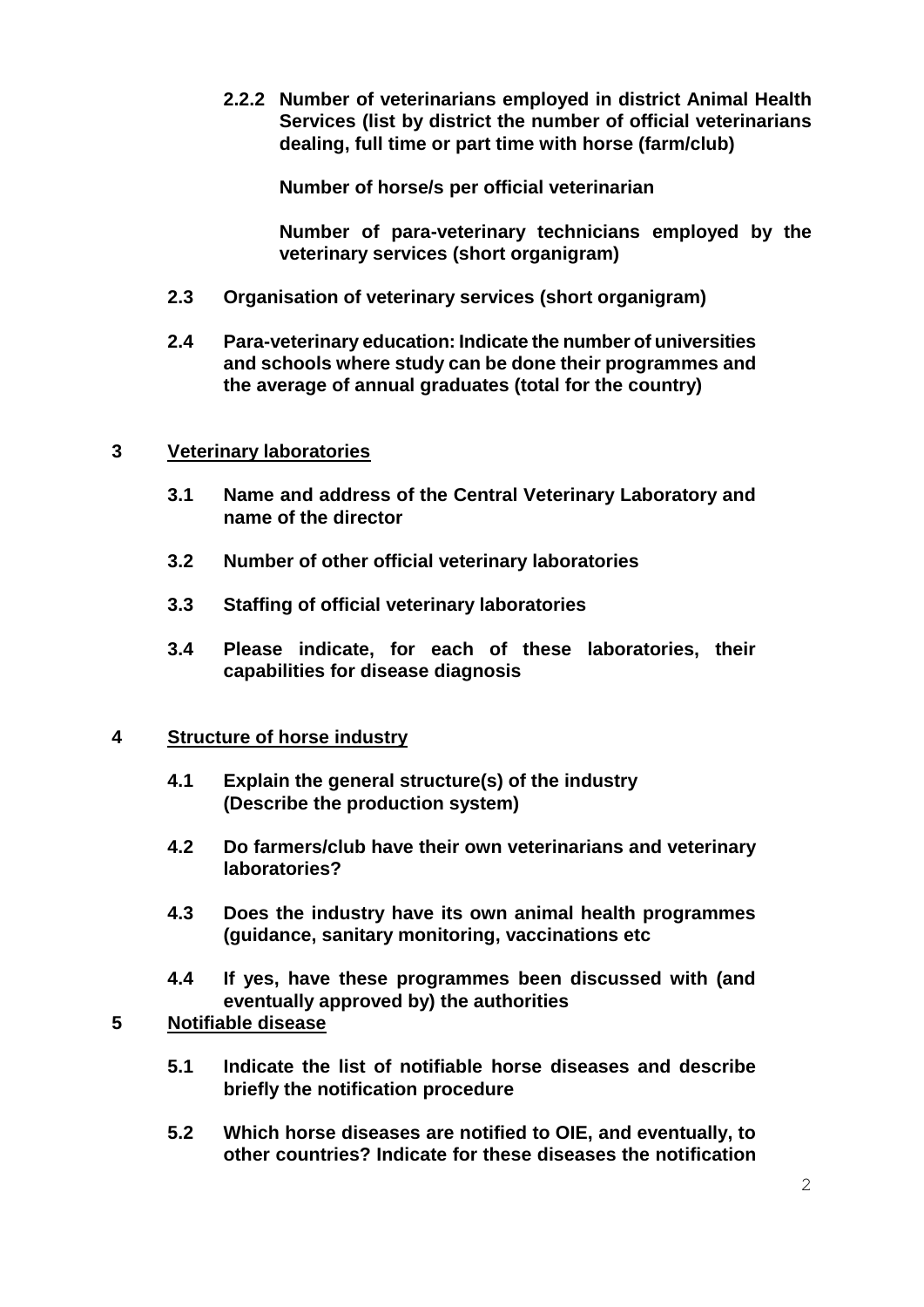**2.2.2 Number of veterinarians employed in district Animal Health Services (list by district the number of official veterinarians dealing, full time or part time with horse (farm/club)**

**Number of horse/s per official veterinarian**

**Number of para-veterinary technicians employed by the veterinary services (short organigram)**

**2.3 Organisation of veterinary services (short organigram)**

**2.4 Para-veterinary education: Indicate the number of universities and schools where study can be done their programmes and the average of annual graduates (total for the country)**

## 3 Veterinary laboratories

**3.1 Name and address of the Central Veterinary Laboratory and name of the director**

**3.2 Number of other official veterinary laboratories**

**3.3 Staffing of official veterinary laboratories**

**3.4 Please indicate, for each of these laboratories, their capabilities for disease diagnosis**

## 4 Structure of horse industry

**4.1 Explain the general structure(s) of the industry (Describe the production system)**

**4.2 Do farmers/club have their own veterinarians and veterinary laboratories?**

**4.3 Does the industry have its own animal health programmes (guidance, sanitary monitoring, vaccinations etc**

**4.4 If yes, have these programmes been discussed with (and eventually approved by) the authorities**

## 5 Notifiable disease

**5.1 Indicate the list of notifiable horse diseases and describe briefly the notification procedure**

**5.2 Which horse diseases are notified to OIE, and eventually, to other countries? Indicate for these diseases the notification**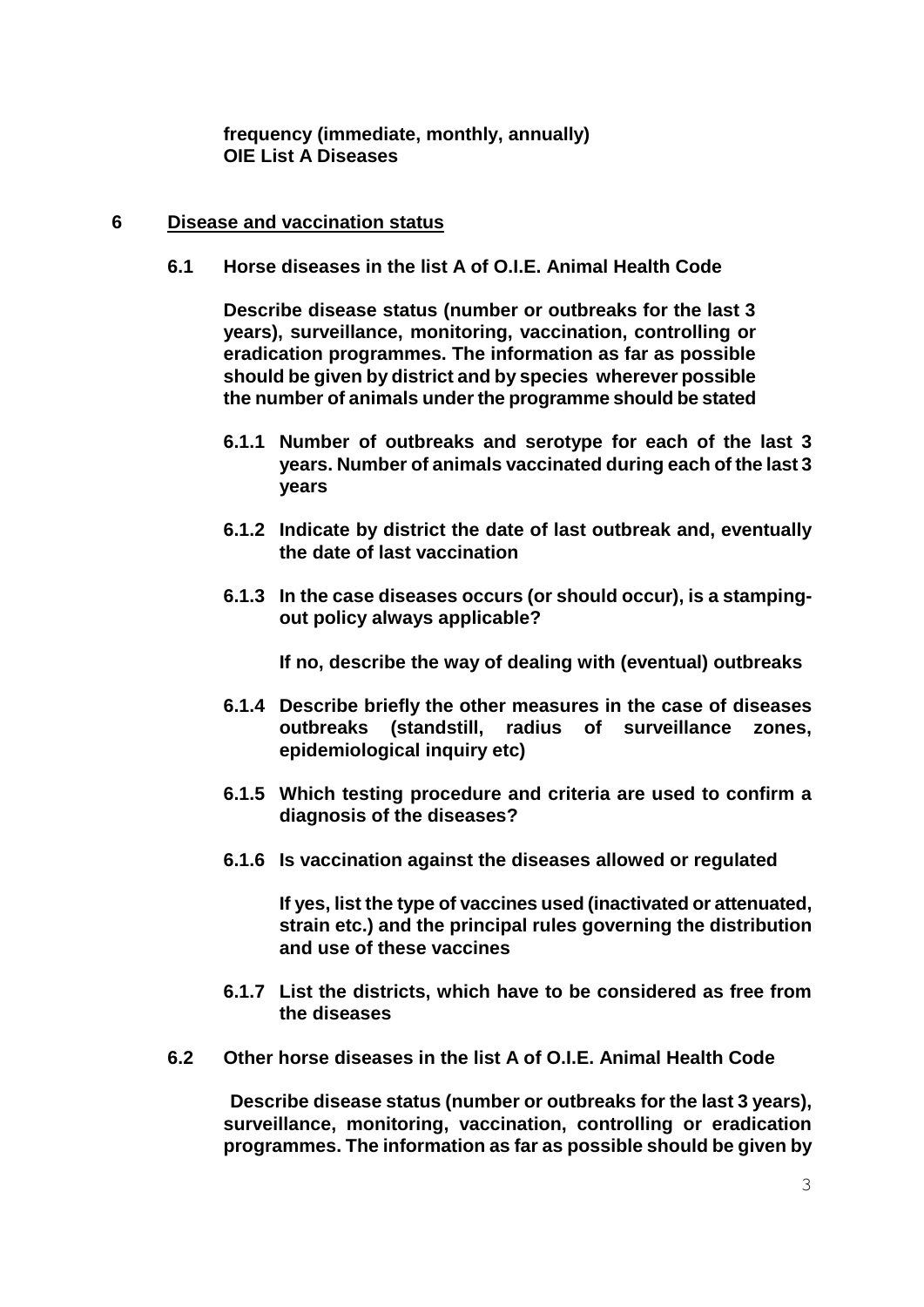**frequency (immediate, monthly, annually)**
**OIE List A Diseases**

## 6 Disease and vaccination status

### 6.1 Horse diseases in the list A of O.I.E. Animal Health Code

**Describe disease status (number or outbreaks for the last 3 years), surveillance, monitoring, vaccination, controlling or eradication programmes. The information as far as possible should be given by district and by species wherever possible the number of animals under the programme should be stated**

**6.1.1 Number of outbreaks and serotype for each of the last 3 years. Number of animals vaccinated during each of the last 3 years**

**6.1.2 Indicate by district the date of last outbreak and, eventually the date of last vaccination**

**6.1.3 In the case diseases occurs (or should occur), is a stamping-out policy always applicable?**

**If no, describe the way of dealing with (eventual) outbreaks**

**6.1.4 Describe briefly the other measures in the case of diseases outbreaks (standstill, radius of surveillance zones, epidemiological inquiry etc)**

**6.1.5 Which testing procedure and criteria are used to confirm a diagnosis of the diseases?**

**6.1.6 Is vaccination against the diseases allowed or regulated**

**If yes, list the type of vaccines used (inactivated or attenuated, strain etc.) and the principal rules governing the distribution and use of these vaccines**

**6.1.7 List the districts, which have to be considered as free from the diseases**

### 6.2 Other horse diseases in the list A of O.I.E. Animal Health Code

**Describe disease status (number or outbreaks for the last 3 years), surveillance, monitoring, vaccination, controlling or eradication programmes. The information as far as possible should be given by**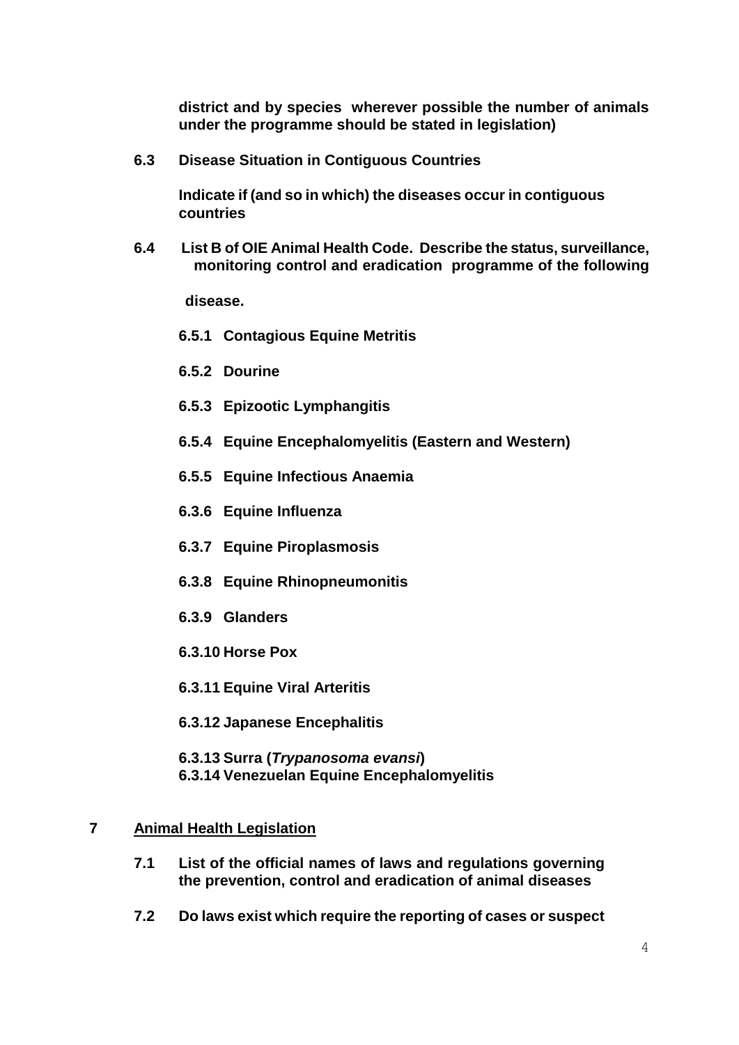**district and by species wherever possible the number of animals under the programme should be stated in legislation)**

**6.3 Disease Situation in Contiguous Countries**

**Indicate if (and so in which) the diseases occur in contiguous countries**

**6.4 List B of OIE Animal Health Code. Describe the status, surveillance, monitoring control and eradication programme of the following disease.**

**6.5.1 Contagious Equine Metritis**

**6.5.2 Dourine**

**6.5.3 Epizootic Lymphangitis**

**6.5.4 Equine Encephalomyelitis (Eastern and Western)**

**6.5.5 Equine Infectious Anaemia**

**6.3.6 Equine Influenza**

**6.3.7 Equine Piroplasmosis**

**6.3.8 Equine Rhinopneumonitis**

**6.3.9 Glanders**

**6.3.10 Horse Pox**

**6.3.11 Equine Viral Arteritis**

**6.3.12 Japanese Encephalitis**

**6.3.13 Surra (*Trypanosoma evansi*)**
**6.3.14 Venezuelan Equine Encephalomyelitis**

## 7 Animal Health Legislation

**7.1 List of the official names of laws and regulations governing the prevention, control and eradication of animal diseases**

**7.2 Do laws exist which require the reporting of cases or suspect**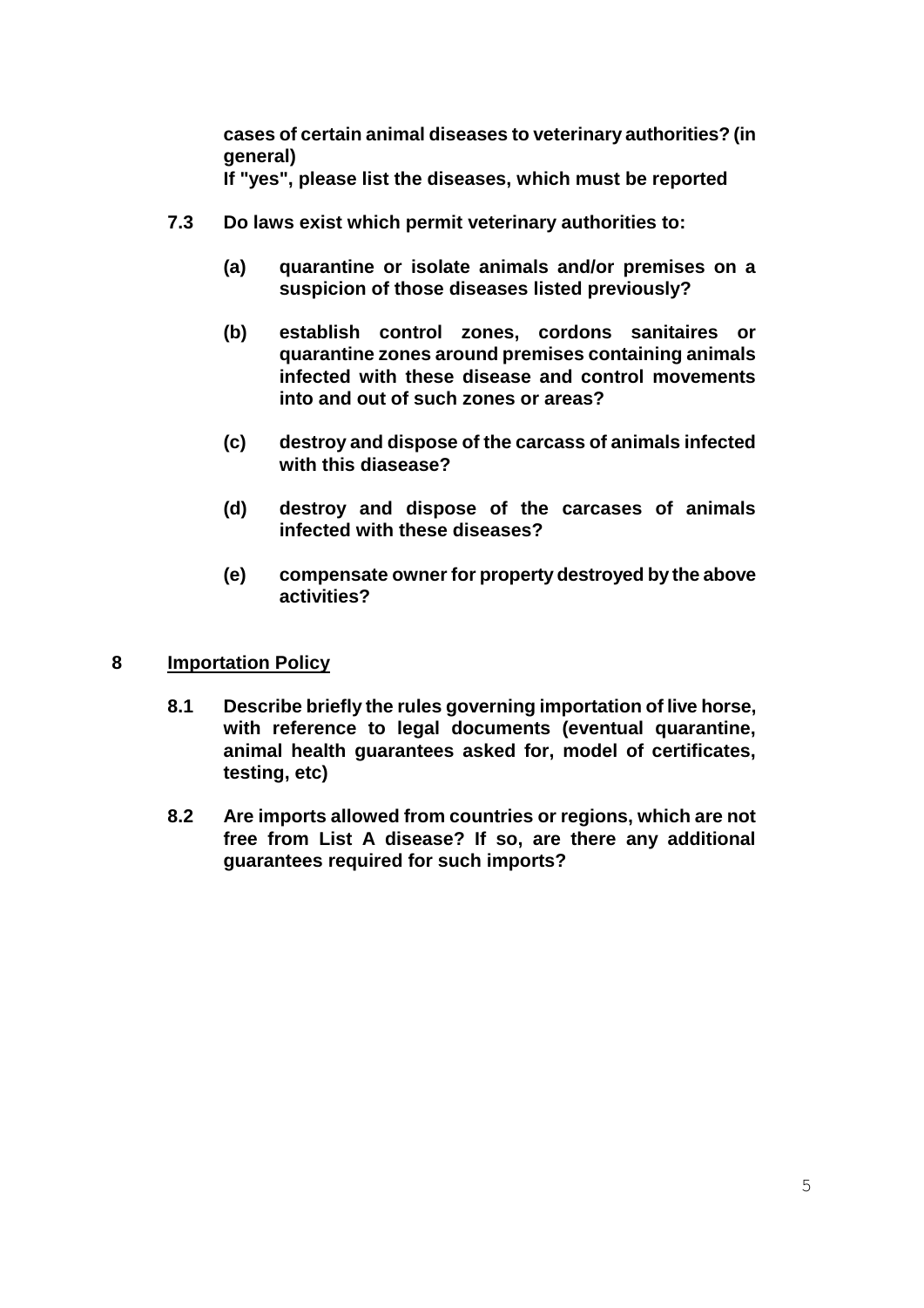**cases of certain animal diseases to veterinary authorities? (in general)**
**If "yes", please list the diseases, which must be reported**

**7.3 Do laws exist which permit veterinary authorities to:**

**(a) quarantine or isolate animals and/or premises on a suspicion of those diseases listed previously?**

**(b) establish control zones, cordons sanitaires or quarantine zones around premises containing animals infected with these disease and control movements into and out of such zones or areas?**

**(c) destroy and dispose of the carcass of animals infected with this diasease?**

**(d) destroy and dispose of the carcases of animals infected with these diseases?**

**(e) compensate owner for property destroyed by the above activities?**

## 8 Importation Policy

**8.1 Describe briefly the rules governing importation of live horse, with reference to legal documents (eventual quarantine, animal health guarantees asked for, model of certificates, testing, etc)**

**8.2 Are imports allowed from countries or regions, which are not free from List A disease? If so, are there any additional guarantees required for such imports?**